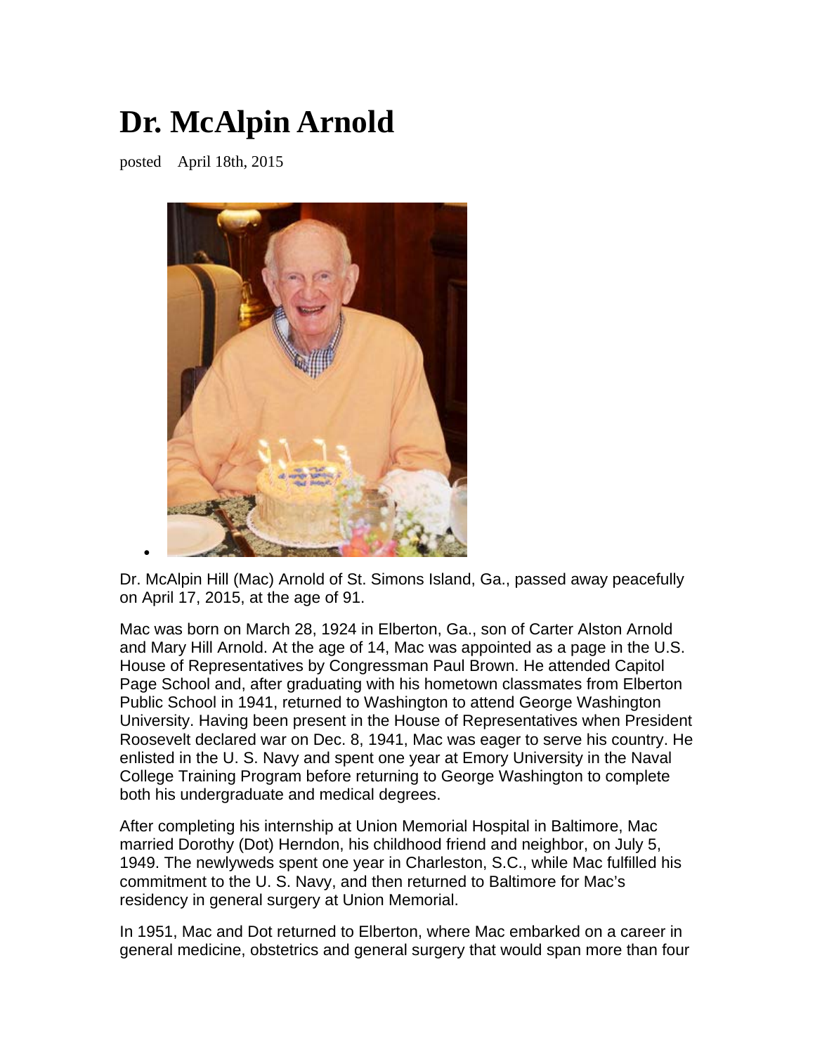# Dr. McAlpin Arnold

posted April 18th, 2015

Dr. McAlpin Hill (Mac) Arnold of St. Simons Island, Ga., passed away peacefully on April 17, 2015, at the age of 91.

Mac was born on March 28, 1924 in Elberton, Ga., son of Carter Alston Arnold and Mary Hill Arnold. At the age of 14, Mac was appointed as a page in the U.S. House of Representatives by Congressman Paul Brown. He attended Capitol Page School and, after graduating with his hometown classmates from Elberton Public School in 1941, returned to Washington to attend George Washington University. Having been present in the House of Representatives when President Roosevelt declared war on Dec. 8, 1941, Mac was eager to serve his country. He enlisted in the U. S. Navy and spent one year at Emory University in the Naval College Training Program before returning to George Washington to complete both his undergraduate and medical degrees.

After completing his internship at Union Memorial Hospital in Baltimore, Mac married Dorothy (Dot) Herndon, his childhood friend and neighbor, on July 5, 1949. The newlyweds spent one year in Charleston, S.C., while Mac fulfilled his commitment to the U. S. Navy, and then returned to Baltimore for Mac's residency in general surgery at Union Memorial.

In 1951, Mac and Dot returned to Elberton, where Mac embarked on a career in general medicine, obstetrics and general surgery that would span more than four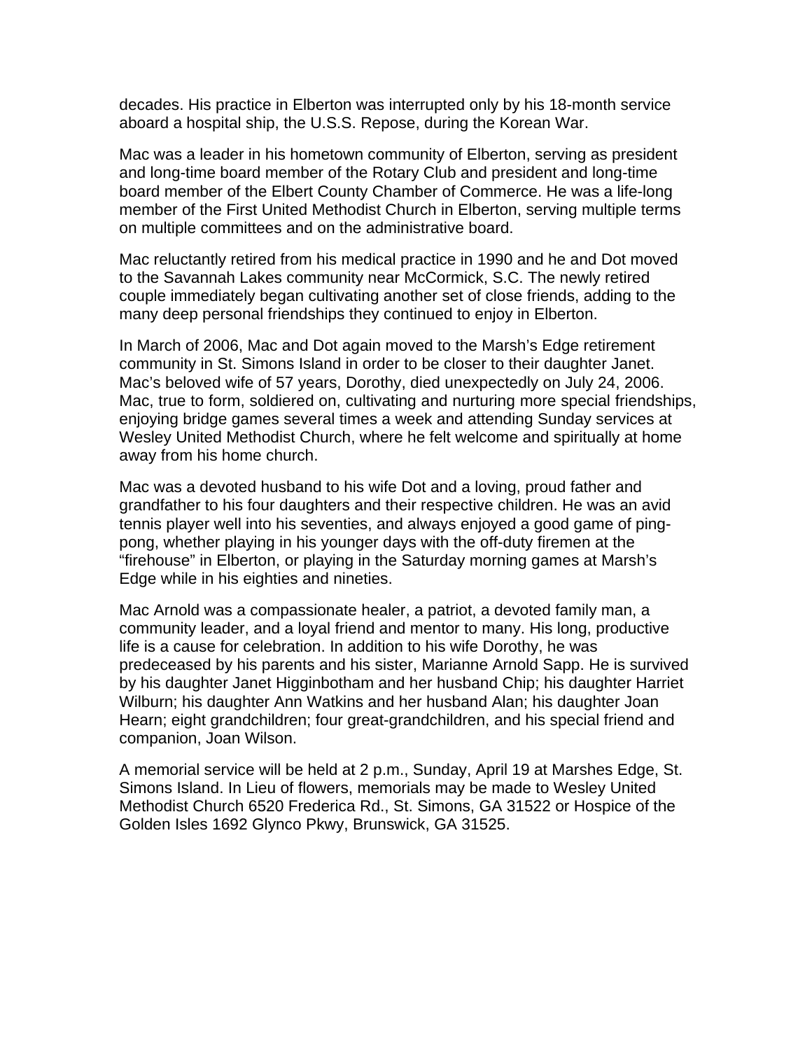decades. His practice in Elberton was interrupted only by his 18-month service aboard a hospital ship, the U.S.S. Repose, during the Korean War.

Mac was a leader in his hometown community of Elberton, serving as president and long-time board member of the Rotary Club and president and long-time board member of the Elbert County Chamber of Commerce. He was a life-long member of the First United Methodist Church in Elberton, serving multiple terms on multiple committees and on the administrative board.

Mac reluctantly retired from his medical practice in 1990 and he and Dot moved to the Savannah Lakes community near McCormick, S.C. The newly retired couple immediately began cultivating another set of close friends, adding to the many deep personal friendships they continued to enjoy in Elberton.

In March of 2006, Mac and Dot again moved to the Marsh's Edge retirement community in St. Simons Island in order to be closer to their daughter Janet. Mac's beloved wife of 57 years, Dorothy, died unexpectedly on July 24, 2006. Mac, true to form, soldiered on, cultivating and nurturing more special friendships, enjoying bridge games several times a week and attending Sunday services at Wesley United Methodist Church, where he felt welcome and spiritually at home away from his home church.

Mac was a devoted husband to his wife Dot and a loving, proud father and grandfather to his four daughters and their respective children. He was an avid tennis player well into his seventies, and always enjoyed a good game of ping-pong, whether playing in his younger days with the off-duty firemen at the "firehouse" in Elberton, or playing in the Saturday morning games at Marsh's Edge while in his eighties and nineties.

Mac Arnold was a compassionate healer, a patriot, a devoted family man, a community leader, and a loyal friend and mentor to many. His long, productive life is a cause for celebration. In addition to his wife Dorothy, he was predeceased by his parents and his sister, Marianne Arnold Sapp. He is survived by his daughter Janet Higginbotham and her husband Chip; his daughter Harriet Wilburn; his daughter Ann Watkins and her husband Alan; his daughter Joan Hearn; eight grandchildren; four great-grandchildren, and his special friend and companion, Joan Wilson.

A memorial service will be held at 2 p.m., Sunday, April 19 at Marshes Edge, St. Simons Island. In Lieu of flowers, memorials may be made to Wesley United Methodist Church 6520 Frederica Rd., St. Simons, GA 31522 or Hospice of the Golden Isles 1692 Glynco Pkwy, Brunswick, GA 31525.